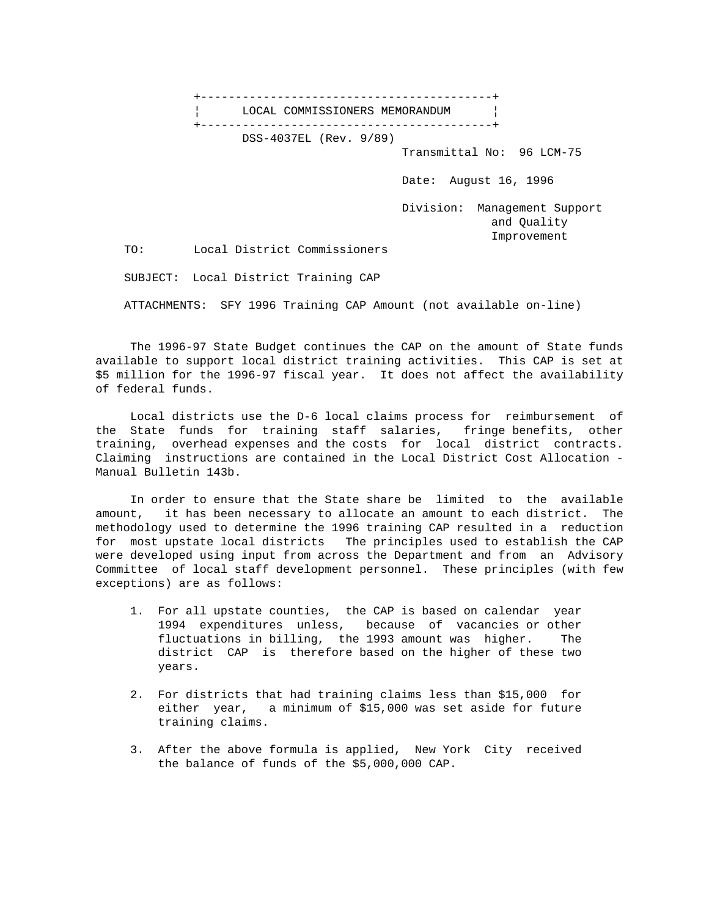# LOCAL COMMISSIONERS MEMORANDUM

DSS-4037EL (Rev. 9/89)

Transmittal No: 96 LCM-75

Date: August 16, 1996

Division: Management Support and Quality Improvement

TO: Local District Commissioners

SUBJECT: Local District Training CAP

ATTACHMENTS: SFY 1996 Training CAP Amount (not available on-line)

The 1996-97 State Budget continues the CAP on the amount of State funds available to support local district training activities. This CAP is set at $5 million for the 1996-97 fiscal year. It does not affect the availability of federal funds.

Local districts use the D-6 local claims process for reimbursement of the State funds for training staff salaries, fringe benefits, other training, overhead expenses and the costs for local district contracts. Claiming instructions are contained in the Local District Cost Allocation - Manual Bulletin 143b.

In order to ensure that the State share be limited to the available amount, it has been necessary to allocate an amount to each district. The methodology used to determine the 1996 training CAP resulted in a reduction for most upstate local districts The principles used to establish the CAP were developed using input from across the Department and from an Advisory Committee of local staff development personnel. These principles (with few exceptions) are as follows:

1. For all upstate counties, the CAP is based on calendar year 1994 expenditures unless, because of vacancies or other fluctuations in billing, the 1993 amount was higher. The district CAP is therefore based on the higher of these two years.

2. For districts that had training claims less than $15,000 for either year, a minimum of $15,000 was set aside for future training claims.

3. After the above formula is applied, New York City received the balance of funds of the $5,000,000 CAP.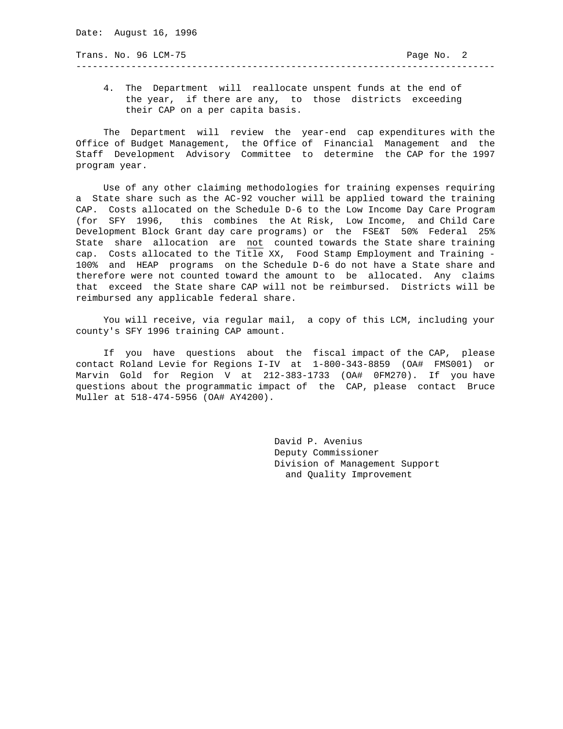4. The Department will reallocate unspent funds at the end of the year, if there are any, to those districts exceeding their CAP on a per capita basis.

The Department will review the year-end cap expenditures with the Office of Budget Management, the Office of Financial Management and the Staff Development Advisory Committee to determine the CAP for the 1997 program year.

Use of any other claiming methodologies for training expenses requiring a State share such as the AC-92 voucher will be applied toward the training CAP. Costs allocated on the Schedule D-6 to the Low Income Day Care Program (for SFY 1996, this combines the At Risk, Low Income, and Child Care Development Block Grant day care programs) or the FSE&T 50% Federal 25% State share allocation are <u>not</u> counted towards the State share training cap. Costs allocated to the Title XX, Food Stamp Employment and Training - 100% and HEAP programs on the Schedule D-6 do not have a State share and therefore were not counted toward the amount to be allocated. Any claims that exceed the State share CAP will not be reimbursed. Districts will be reimbursed any applicable federal share.

You will receive, via regular mail, a copy of this LCM, including your county's SFY 1996 training CAP amount.

If you have questions about the fiscal impact of the CAP, please contact Roland Levie for Regions I-IV at 1-800-343-8859 (OA# FMS001) or Marvin Gold for Region V at 212-383-1733 (OA# 0FM270). If you have questions about the programmatic impact of the CAP, please contact Bruce Muller at 518-474-5956 (OA# AY4200).

David P. Avenius
Deputy Commissioner
Division of Management Support
and Quality Improvement